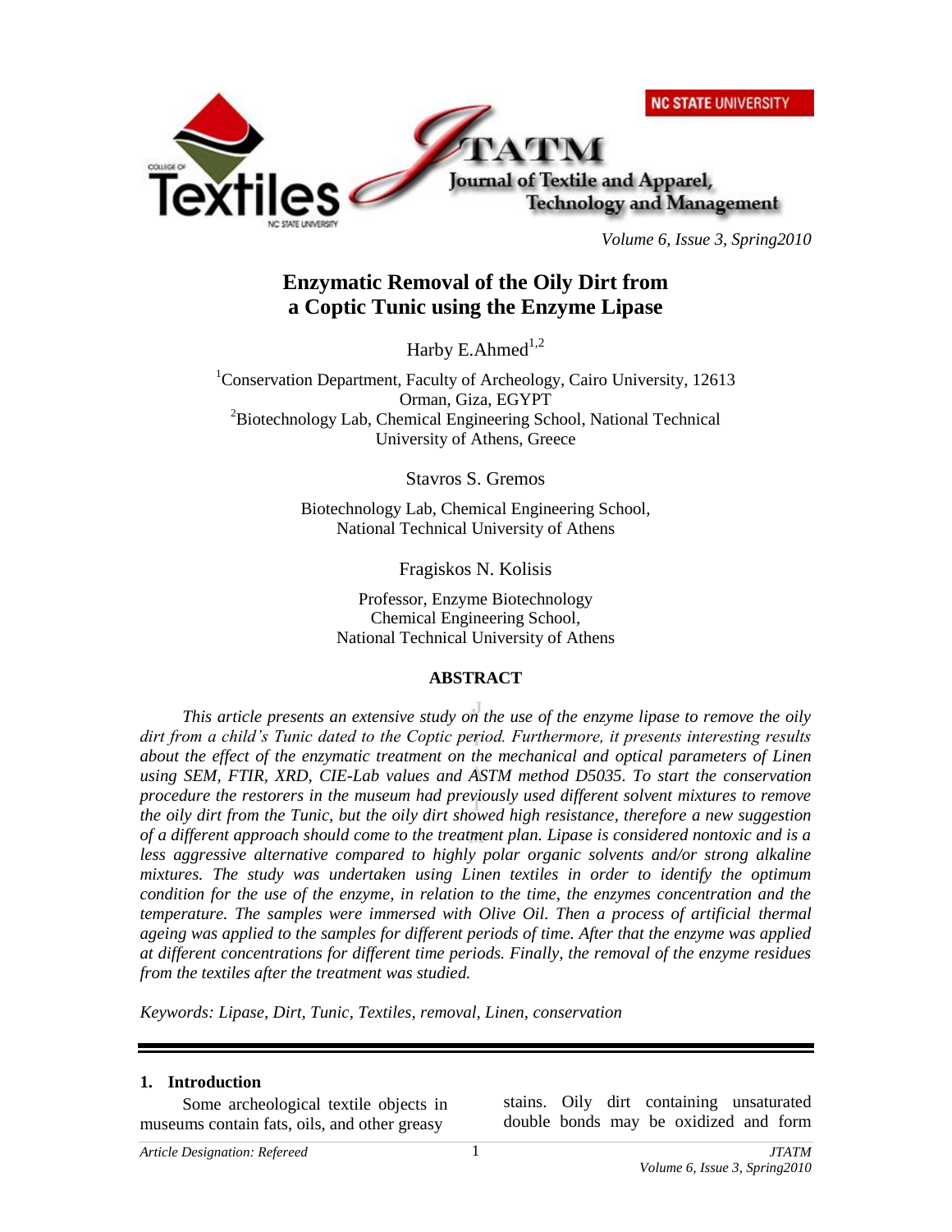# Enzymatic Removal of the Oily Dirt from a Coptic Tunic using the Enzyme Lipase

Harby E.Ahmed[1,2]

[1]Conservation Department, Faculty of Archeology, Cairo University, 12613 Orman, Giza, EGYPT
[2]Biotechnology Lab, Chemical Engineering School, National Technical University of Athens, Greece

Stavros S. Gremos

Biotechnology Lab, Chemical Engineering School, National Technical University of Athens

Fragiskos N. Kolisis

Professor, Enzyme Biotechnology
Chemical Engineering School,
National Technical University of Athens

## ABSTRACT

*This article presents an extensive study on the use of the enzyme lipase to remove the oily dirt from a child's Tunic dated to the Coptic period. Furthermore, it presents interesting results about the effect of the enzymatic treatment on the mechanical and optical parameters of Linen using SEM, FTIR, XRD, CIE-Lab values and ASTM method D5035. To start the conservation procedure the restorers in the museum had previously used different solvent mixtures to remove the oily dirt from the Tunic, but the oily dirt showed high resistance, therefore a new suggestion of a different approach should come to the treatment plan. Lipase is considered nontoxic and is a less aggressive alternative compared to highly polar organic solvents and/or strong alkaline mixtures. The study was undertaken using Linen textiles in order to identify the optimum condition for the use of the enzyme, in relation to the time, the enzymes concentration and the temperature. The samples were immersed with Olive Oil. Then a process of artificial thermal ageing was applied to the samples for different periods of time. After that the enzyme was applied at different concentrations for different time periods. Finally, the removal of the enzyme residues from the textiles after the treatment was studied.*

*Keywords: Lipase, Dirt, Tunic, Textiles, removal, Linen, conservation*

## 1. Introduction

Some archeological textile objects in museums contain fats, oils, and other greasy stains. Oily dirt containing unsaturated double bonds may be oxidized and form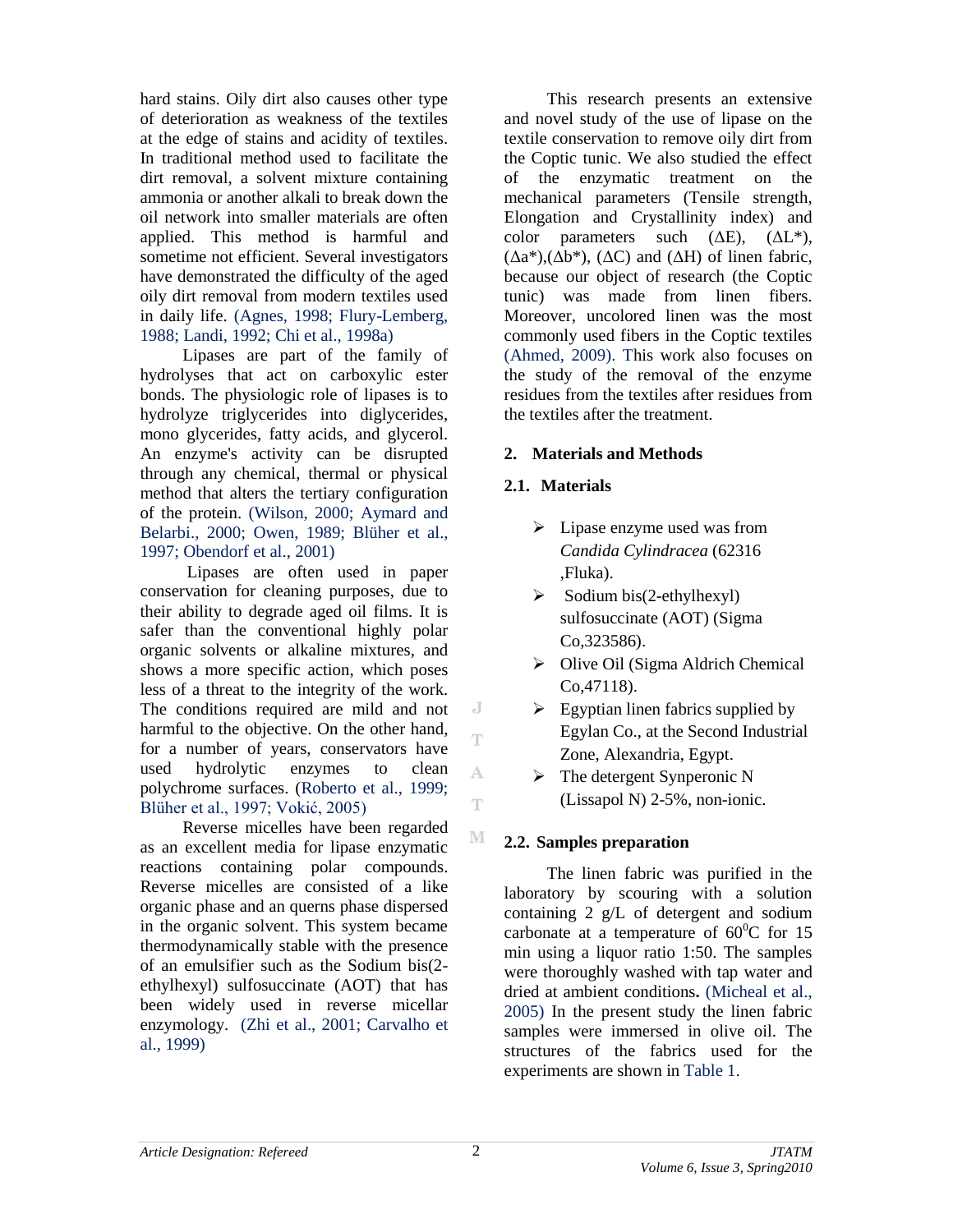hard stains. Oily dirt also causes other type of deterioration as weakness of the textiles at the edge of stains and acidity of textiles. In traditional method used to facilitate the dirt removal, a solvent mixture containing ammonia or another alkali to break down the oil network into smaller materials are often applied. This method is harmful and sometime not efficient. Several investigators have demonstrated the difficulty of the aged oily dirt removal from modern textiles used in daily life. (Agnes, 1998; Flury-Lemberg, 1988; Landi, 1992; Chi et al., 1998a)

Lipases are part of the family of hydrolyses that act on carboxylic ester bonds. The physiologic role of lipases is to hydrolyze triglycerides into diglycerides, mono glycerides, fatty acids, and glycerol. An enzyme's activity can be disrupted through any chemical, thermal or physical method that alters the tertiary configuration of the protein. (Wilson, 2000; Aymard and Belarbi., 2000; Owen, 1989; Blüher et al., 1997; Obendorf et al., 2001)

Lipases are often used in paper conservation for cleaning purposes, due to their ability to degrade aged oil films. It is safer than the conventional highly polar organic solvents or alkaline mixtures, and shows a more specific action, which poses less of a threat to the integrity of the work. The conditions required are mild and not harmful to the objective. On the other hand, for a number of years, conservators have used hydrolytic enzymes to clean polychrome surfaces. (Roberto et al., 1999; Blüher et al., 1997; Vokić, 2005)

Reverse micelles have been regarded as an excellent media for lipase enzymatic reactions containing polar compounds. Reverse micelles are consisted of a like organic phase and an querns phase dispersed in the organic solvent. This system became thermodynamically stable with the presence of an emulsifier such as the Sodium bis(2-ethylhexyl) sulfosuccinate (AOT) that has been widely used in reverse micellar enzymology. (Zhi et al., 2001; Carvalho et al., 1999)

This research presents an extensive and novel study of the use of lipase on the textile conservation to remove oily dirt from the Coptic tunic. We also studied the effect of the enzymatic treatment on the mechanical parameters (Tensile strength, Elongation and Crystallinity index) and color parameters such ($\Delta E$), ($\Delta L^*$), ($\Delta a^*$),($\Delta b^*$), ($\Delta C$) and ($\Delta H$) of linen fabric, because our object of research (the Coptic tunic) was made from linen fibers. Moreover, uncolored linen was the most commonly used fibers in the Coptic textiles (Ahmed, 2009). This work also focuses on the study of the removal of the enzyme residues from the textiles after residues from the textiles after the treatment.

## 2. Materials and Methods

### 2.1. Materials

- Lipase enzyme used was from *Candida Cylindracea* (62316 ,Fluka).
- Sodium bis(2-ethylhexyl) sulfosuccinate (AOT) (Sigma Co,323586).
- Olive Oil (Sigma Aldrich Chemical Co,47118).
- Egyptian linen fabrics supplied by Egylan Co., at the Second Industrial Zone, Alexandria, Egypt.
- The detergent Synperonic N (Lissapol N) 2-5%, non-ionic.

### 2.2. Samples preparation

The linen fabric was purified in the laboratory by scouring with a solution containing 2 g/L of detergent and sodium carbonate at a temperature of $60^0$C for 15 min using a liquor ratio 1:50. The samples were thoroughly washed with tap water and dried at ambient conditions**.** (Micheal et al., 2005) In the present study the linen fabric samples were immersed in olive oil. The structures of the fabrics used for the experiments are shown in Table 1.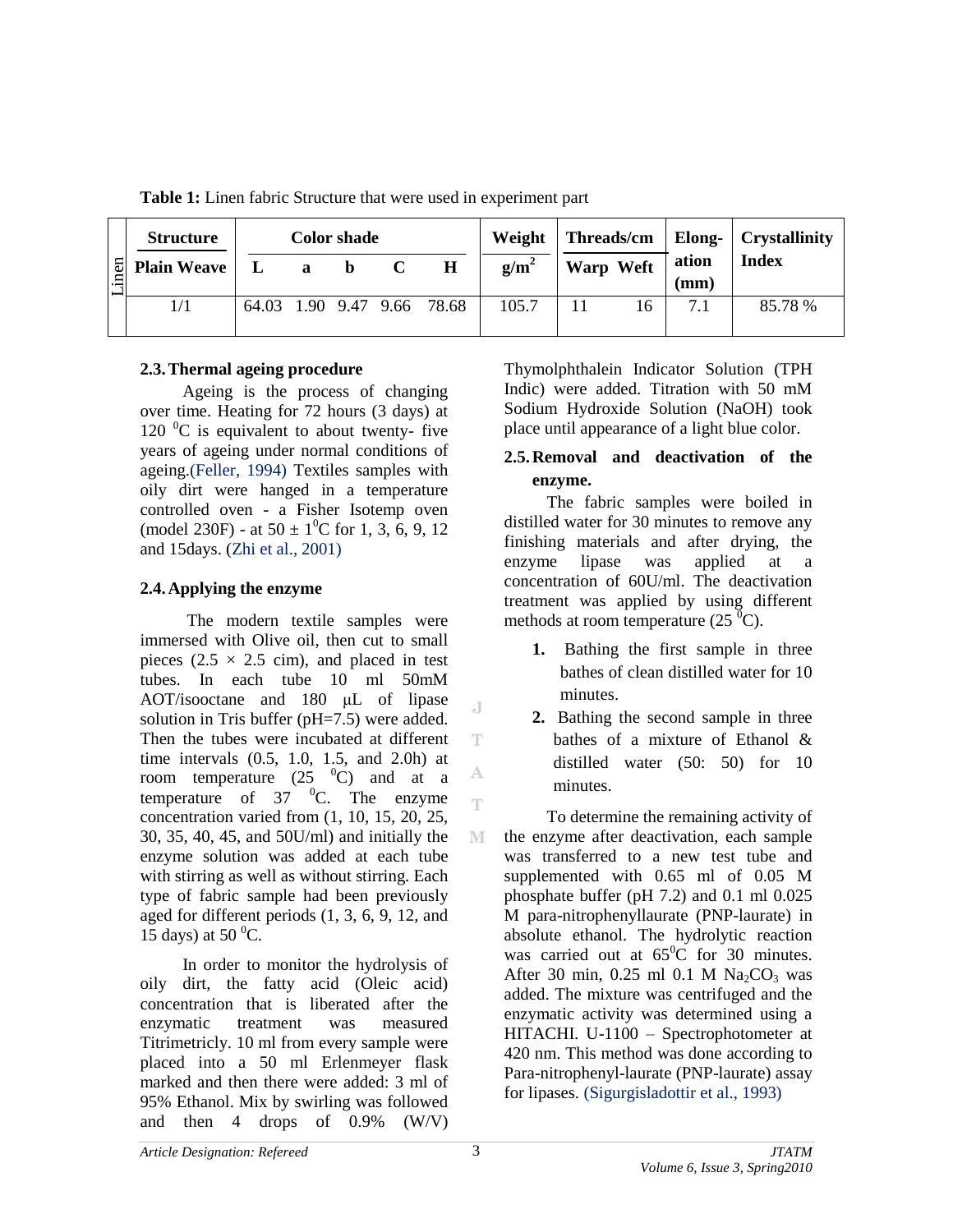**Table 1:** Linen fabric Structure that were used in experiment part

| | Structure | Color shade | | | | | Weight | Threads/cm | | Elong-ation | Crystallinity Index |
|---|---|---|---|---|---|---|---|---|---|---|---|
| Linen | Plain Weave | L | a | b | C | H | $g/m^2$ | Warp | Weft | (mm) | |
| | 1/1 | 64.03 | 1.90 | 9.47 | 9.66 | 78.68 | 105.7 | 11 | 16 | 7.1 | 85.78 % |

### 2.3. Thermal ageing procedure

Ageing is the process of changing over time. Heating for 72 hours (3 days) at 120 $^0$C is equivalent to about twenty- five years of ageing under normal conditions of ageing.(Feller, 1994) Textiles samples with oily dirt were hanged in a temperature controlled oven - a Fisher Isotemp oven (model 230F) - at 50 ± 1$^0$C for 1, 3, 6, 9, 12 and 15days. (Zhi et al., 2001)

### 2.4. Applying the enzyme

The modern textile samples were immersed with Olive oil, then cut to small pieces (2.5 × 2.5 cim), and placed in test tubes. In each tube 10 ml 50mM AOT/isooctane and 180 μL of lipase solution in Tris buffer (pH=7.5) were added. Then the tubes were incubated at different time intervals (0.5, 1.0, 1.5, and 2.0h) at room temperature (25 $^0$C) and at a temperature of 37 $^0$C. The enzyme concentration varied from (1, 10, 15, 20, 25, 30, 35, 40, 45, and 50U/ml) and initially the enzyme solution was added at each tube with stirring as well as without stirring. Each type of fabric sample had been previously aged for different periods (1, 3, 6, 9, 12, and 15 days) at 50 $^0$C.

In order to monitor the hydrolysis of oily dirt, the fatty acid (Oleic acid) concentration that is liberated after the enzymatic treatment was measured Titrimetricly. 10 ml from every sample were placed into a 50 ml Erlenmeyer flask marked and then there were added: 3 ml of 95% Ethanol. Mix by swirling was followed and then 4 drops of 0.9% (W/V) Thymolphthalein Indicator Solution (TPH Indic) were added. Titration with 50 mM Sodium Hydroxide Solution (NaOH) took place until appearance of a light blue color.

### 2.5. Removal and deactivation of the enzyme.

The fabric samples were boiled in distilled water for 30 minutes to remove any finishing materials and after drying, the enzyme lipase was applied at a concentration of 60U/ml. The deactivation treatment was applied by using different methods at room temperature (25 $^0$C).

1. Bathing the first sample in three bathes of clean distilled water for 10 minutes.
2. Bathing the second sample in three bathes of a mixture of Ethanol & distilled water (50: 50) for 10 minutes.

To determine the remaining activity of the enzyme after deactivation, each sample was transferred to a new test tube and supplemented with 0.65 ml of 0.05 M phosphate buffer (pH 7.2) and 0.1 ml 0.025 M para-nitrophenyllaurate (PNP-laurate) in absolute ethanol. The hydrolytic reaction was carried out at 65$^0$C for 30 minutes. After 30 min, 0.25 ml 0.1 M $Na_2CO_3$ was added. The mixture was centrifuged and the enzymatic activity was determined using a HITACHI. U-1100 – Spectrophotometer at 420 nm. This method was done according to Para-nitrophenyl-laurate (PNP-laurate) assay for lipases. (Sigurgisladottir et al., 1993)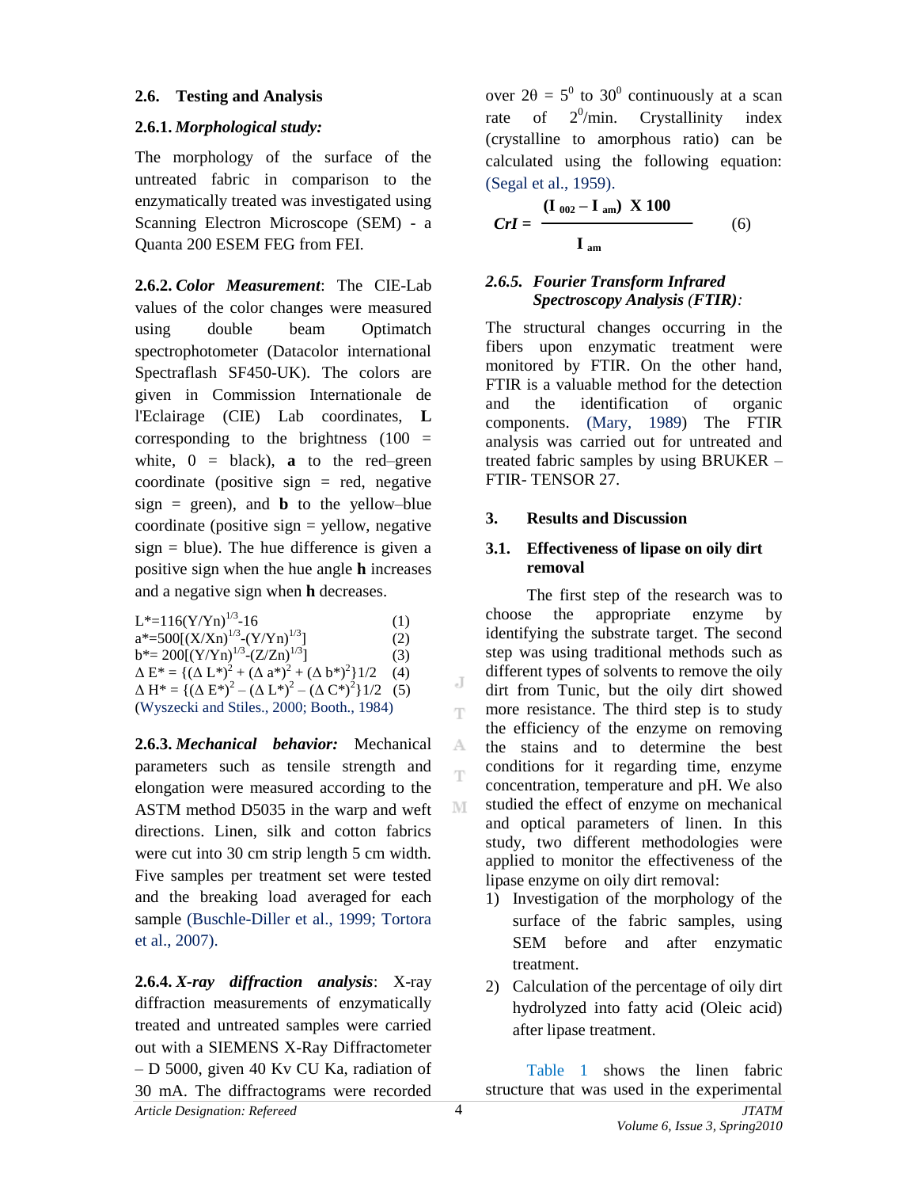### 2.6. Testing and Analysis

#### 2.6.1. *Morphological study:*

The morphology of the surface of the untreated fabric in comparison to the enzymatically treated was investigated using Scanning Electron Microscope (SEM) - a Quanta 200 ESEM FEG from FEI.

**2.6.2.** ***Color Measurement***: The CIE-Lab values of the color changes were measured using double beam Optimatch spectrophotometer (Datacolor international Spectraflash SF450-UK). The colors are given in Commission Internationale de l'Eclairage (CIE) Lab coordinates, **L** corresponding to the brightness (100 = white, 0 = black), **a** to the red–green coordinate (positive sign = red, negative sign = green), and **b** to the yellow–blue coordinate (positive sign = yellow, negative sign = blue). The hue difference is given a positive sign when the hue angle **h** increases and a negative sign when **h** decreases.

$$L^*=116(Y/Yn)^{1/3}-16 \quad (1)$$

$$a^*=500[(X/Xn)^{1/3}-(Y/Yn)^{1/3}] \quad (2)$$

$$b^*= 200[(Y/Yn)^{1/3}-(Z/Zn)^{1/3}] \quad (3)$$

$$\Delta E^* = \{(\Delta L^*)^2 + (\Delta a^*)^2 + (\Delta b^*)^2\}1/2 \quad (4)$$

$$\Delta H^* = \{(\Delta E^*)^2 – (\Delta L^*)^2 – (\Delta C^*)^2\}1/2 \quad (5)$$

(Wyszecki and Stiles., 2000; Booth., 1984)

**2.6.3.** ***Mechanical behavior:*** Mechanical parameters such as tensile strength and elongation were measured according to the ASTM method D5035 in the warp and weft directions. Linen, silk and cotton fabrics were cut into 30 cm strip length 5 cm width. Five samples per treatment set were tested and the breaking load averaged for each sample (Buschle-Diller et al., 1999; Tortora et al., 2007).

**2.6.4.** ***X-ray diffraction analysis***: X-ray diffraction measurements of enzymatically treated and untreated samples were carried out with a SIEMENS X-Ray Diffractometer – D 5000, given 40 Kv CU Ka, radiation of 30 mA. The diffractograms were recorded over $2\theta = 5^0$ to $30^0$ continuously at a scan rate of $2^0$/min. Crystallinity index (crystalline to amorphous ratio) can be calculated using the following equation: (Segal et al., 1959).

$$CrI = \frac{(I_{002} - I_{am}) \text{ X } 100}{I_{am}} \quad (6)$$

#### 2.6.5. *Fourier Transform Infrared Spectroscopy Analysis (FTIR):*

The structural changes occurring in the fibers upon enzymatic treatment were monitored by FTIR. On the other hand, FTIR is a valuable method for the detection and the identification of organic components. (Mary, 1989) The FTIR analysis was carried out for untreated and treated fabric samples by using BRUKER – FTIR- TENSOR 27.

## 3. Results and Discussion

### 3.1. Effectiveness of lipase on oily dirt removal

The first step of the research was to choose the appropriate enzyme by identifying the substrate target. The second step was using traditional methods such as different types of solvents to remove the oily dirt from Tunic, but the oily dirt showed more resistance. The third step is to study the efficiency of the enzyme on removing the stains and to determine the best conditions for it regarding time, enzyme concentration, temperature and pH. We also studied the effect of enzyme on mechanical and optical parameters of linen. In this study, two different methodologies were applied to monitor the effectiveness of the lipase enzyme on oily dirt removal:

1) Investigation of the morphology of the surface of the fabric samples, using SEM before and after enzymatic treatment.
2) Calculation of the percentage of oily dirt hydrolyzed into fatty acid (Oleic acid) after lipase treatment.

Table 1 shows the linen fabric structure that was used in the experimental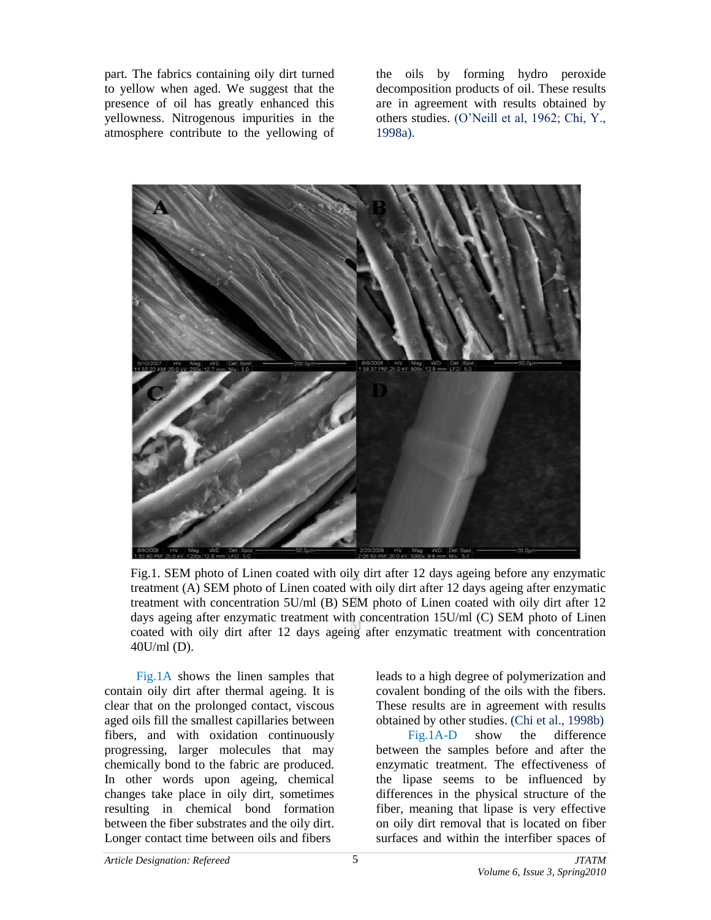part. The fabrics containing oily dirt turned to yellow when aged. We suggest that the presence of oil has greatly enhanced this yellowness. Nitrogenous impurities in the atmosphere contribute to the yellowing of the oils by forming hydro peroxide decomposition products of oil. These results are in agreement with results obtained by others studies. (O'Neill et al, 1962; Chi, Y., 1998a).

Fig.1. SEM photo of Linen coated with oily dirt after 12 days ageing before any enzymatic treatment (A) SEM photo of Linen coated with oily dirt after 12 days ageing after enzymatic treatment with concentration 5U/ml (B) SEM photo of Linen coated with oily dirt after 12 days ageing after enzymatic treatment with concentration 15U/ml (C) SEM photo of Linen coated with oily dirt after 12 days ageing after enzymatic treatment with concentration 40U/ml (D).

Fig.1A shows the linen samples that contain oily dirt after thermal ageing. It is clear that on the prolonged contact, viscous aged oils fill the smallest capillaries between fibers, and with oxidation continuously progressing, larger molecules that may chemically bond to the fabric are produced. In other words upon ageing, chemical changes take place in oily dirt, sometimes resulting in chemical bond formation between the fiber substrates and the oily dirt. Longer contact time between oils and fibers leads to a high degree of polymerization and covalent bonding of the oils with the fibers. These results are in agreement with results obtained by other studies. (Chi et al., 1998b)

Fig.1A-D show the difference between the samples before and after the enzymatic treatment. The effectiveness of the lipase seems to be influenced by differences in the physical structure of the fiber, meaning that lipase is very effective on oily dirt removal that is located on fiber surfaces and within the interfiber spaces of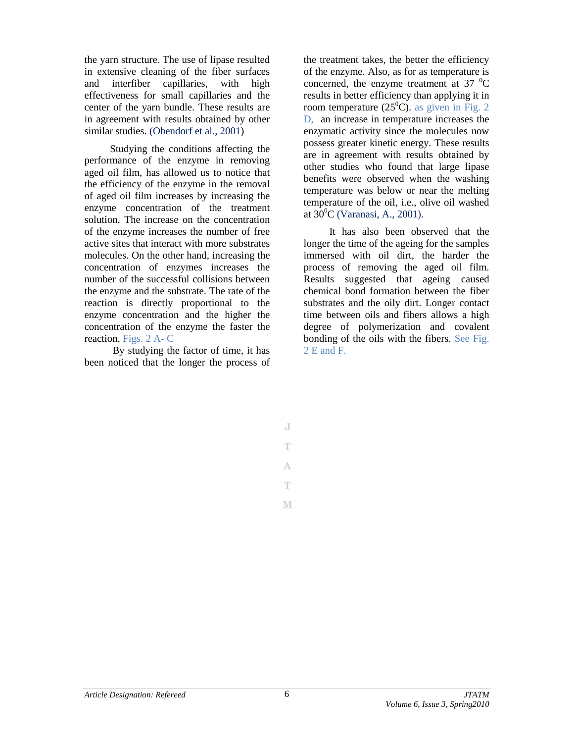the yarn structure. The use of lipase resulted in extensive cleaning of the fiber surfaces and interfiber capillaries, with high effectiveness for small capillaries and the center of the yarn bundle. These results are in agreement with results obtained by other similar studies. (Obendorf et al., 2001)

Studying the conditions affecting the performance of the enzyme in removing aged oil film, has allowed us to notice that the efficiency of the enzyme in the removal of aged oil film increases by increasing the enzyme concentration of the treatment solution. The increase on the concentration of the enzyme increases the number of free active sites that interact with more substrates molecules. On the other hand, increasing the concentration of enzymes increases the number of the successful collisions between the enzyme and the substrate. The rate of the reaction is directly proportional to the enzyme concentration and the higher the concentration of the enzyme the faster the reaction. Figs. 2 A- C

By studying the factor of time, it has been noticed that the longer the process of the treatment takes, the better the efficiency of the enzyme. Also, as for as temperature is concerned, the enzyme treatment at 37 $^{0}$C results in better efficiency than applying it in room temperature (25$^{0}$C). as given in Fig. 2 D, an increase in temperature increases the enzymatic activity since the molecules now possess greater kinetic energy. These results are in agreement with results obtained by other studies who found that large lipase benefits were observed when the washing temperature was below or near the melting temperature of the oil, i.e., olive oil washed at 30$^{0}$C (Varanasi, A., 2001).

It has also been observed that the longer the time of the ageing for the samples immersed with oil dirt, the harder the process of removing the aged oil film. Results suggested that ageing caused chemical bond formation between the fiber substrates and the oily dirt. Longer contact time between oils and fibers allows a high degree of polymerization and covalent bonding of the oils with the fibers. See Fig. 2 E and F.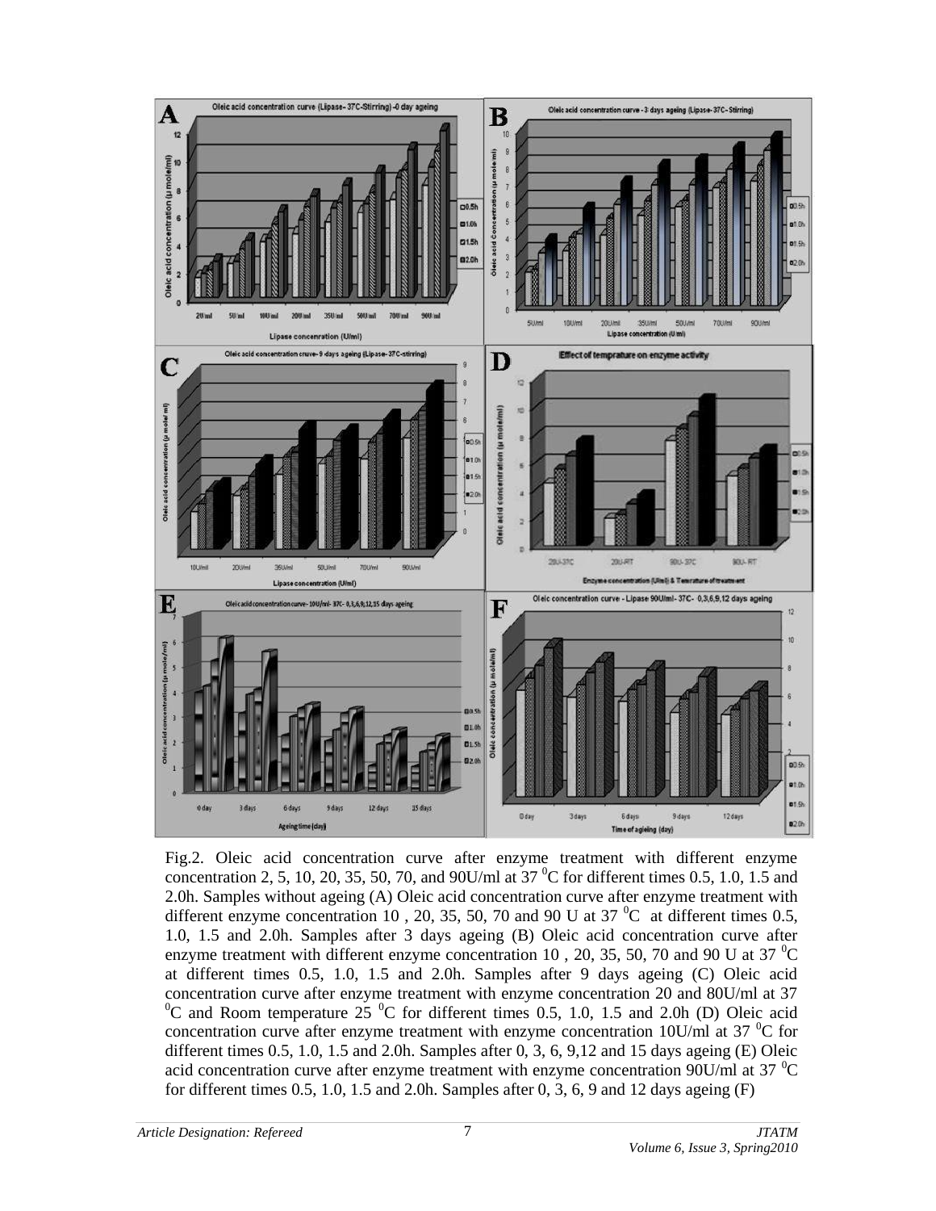Fig.2. Oleic acid concentration curve after enzyme treatment with different enzyme concentration 2, 5, 10, 20, 35, 50, 70, and 90U/ml at 37 $^{0}$C for different times 0.5, 1.0, 1.5 and 2.0h. Samples without ageing (A) Oleic acid concentration curve after enzyme treatment with different enzyme concentration 10 , 20, 35, 50, 70 and 90 U at 37 $^{0}$C at different times 0.5, 1.0, 1.5 and 2.0h. Samples after 3 days ageing (B) Oleic acid concentration curve after enzyme treatment with different enzyme concentration 10 , 20, 35, 50, 70 and 90 U at 37 $^{0}$C at different times 0.5, 1.0, 1.5 and 2.0h. Samples after 9 days ageing (C) Oleic acid concentration curve after enzyme treatment with enzyme concentration 20 and 80U/ml at 37 $^{0}$C and Room temperature 25 $^{0}$C for different times 0.5, 1.0, 1.5 and 2.0h (D) Oleic acid concentration curve after enzyme treatment with enzyme concentration 10U/ml at 37 $^{0}$C for different times 0.5, 1.0, 1.5 and 2.0h. Samples after 0, 3, 6, 9,12 and 15 days ageing (E) Oleic acid concentration curve after enzyme treatment with enzyme concentration 90U/ml at 37 $^{0}$C for different times 0.5, 1.0, 1.5 and 2.0h. Samples after 0, 3, 6, 9 and 12 days ageing (F)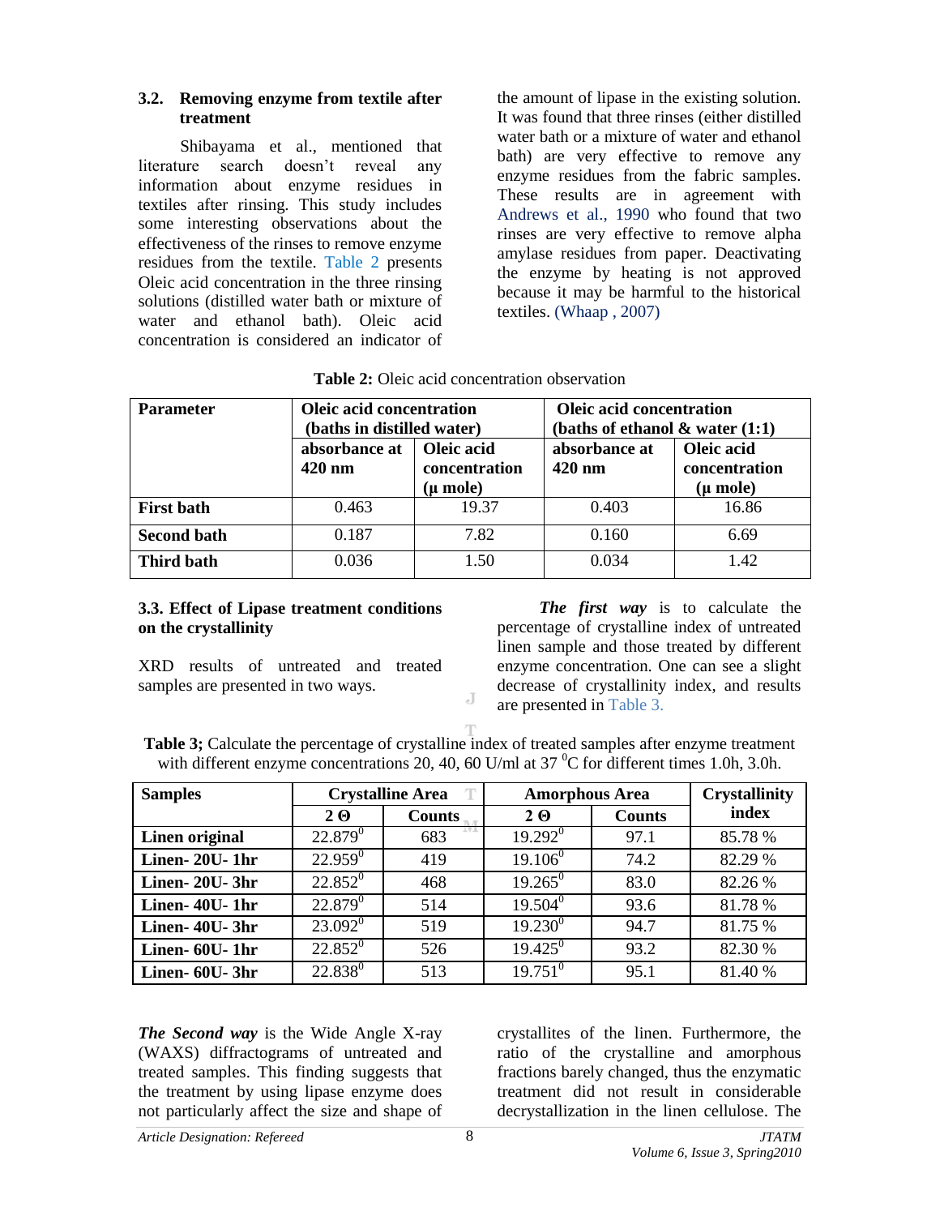### 3.2. Removing enzyme from textile after treatment

Shibayama et al., mentioned that literature search doesn't reveal any information about enzyme residues in textiles after rinsing. This study includes some interesting observations about the effectiveness of the rinses to remove enzyme residues from the textile. Table 2 presents Oleic acid concentration in the three rinsing solutions (distilled water bath or mixture of water and ethanol bath). Oleic acid concentration is considered an indicator of the amount of lipase in the existing solution. It was found that three rinses (either distilled water bath or a mixture of water and ethanol bath) are very effective to remove any enzyme residues from the fabric samples. These results are in agreement with Andrews et al., 1990 who found that two rinses are very effective to remove alpha amylase residues from paper. Deactivating the enzyme by heating is not approved because it may be harmful to the historical textiles. (Whaap , 2007)

**Table 2:** Oleic acid concentration observation

| Parameter | Oleic acid concentration (baths in distilled water) | | Oleic acid concentration (baths of ethanol & water (1:1) | |
|---|---|---|---|---|
| | absorbance at 420 nm | Oleic acid concentration (µ mole) | absorbance at 420 nm | Oleic acid concentration (µ mole) |
| **First bath** | 0.463 | 19.37 | 0.403 | 16.86 |
| **Second bath** | 0.187 | 7.82 | 0.160 | 6.69 |
| **Third bath** | 0.036 | 1.50 | 0.034 | 1.42 |

### 3.3. Effect of Lipase treatment conditions on the crystallinity

XRD results of untreated and treated samples are presented in two ways.

***The first way*** is to calculate the percentage of crystalline index of untreated linen sample and those treated by different enzyme concentration. One can see a slight decrease of crystallinity index, and results are presented in Table 3.

**Table 3;** Calculate the percentage of crystalline index of treated samples after enzyme treatment with different enzyme concentrations 20, 40, 60 U/ml at 37 $^0$C for different times 1.0h, 3.0h.

| Samples | Crystalline Area | | Amorphous Area | | Crystallinity index |
|---|---|---|---|---|---|
| | 2 Θ | Counts | 2 Θ | Counts | |
| **Linen original** | 22.879$^0$ | 683 | 19.292$^0$ | 97.1 | 85.78 % |
| **Linen- 20U- 1hr** | 22.959$^0$ | 419 | 19.106$^0$ | 74.2 | 82.29 % |
| **Linen- 20U- 3hr** | 22.852$^0$ | 468 | 19.265$^0$ | 83.0 | 82.26 % |
| **Linen- 40U- 1hr** | 22.879$^0$ | 514 | 19.504$^0$ | 93.6 | 81.78 % |
| **Linen- 40U- 3hr** | 23.092$^0$ | 519 | 19.230$^0$ | 94.7 | 81.75 % |
| **Linen- 60U- 1hr** | 22.852$^0$ | 526 | 19.425$^0$ | 93.2 | 82.30 % |
| **Linen- 60U- 3hr** | 22.838$^0$ | 513 | 19.751$^0$ | 95.1 | 81.40 % |

***The Second way*** is the Wide Angle X-ray (WAXS) diffractograms of untreated and treated samples. This finding suggests that the treatment by using lipase enzyme does not particularly affect the size and shape of crystallites of the linen. Furthermore, the ratio of the crystalline and amorphous fractions barely changed, thus the enzymatic treatment did not result in considerable decrystallization in the linen cellulose. The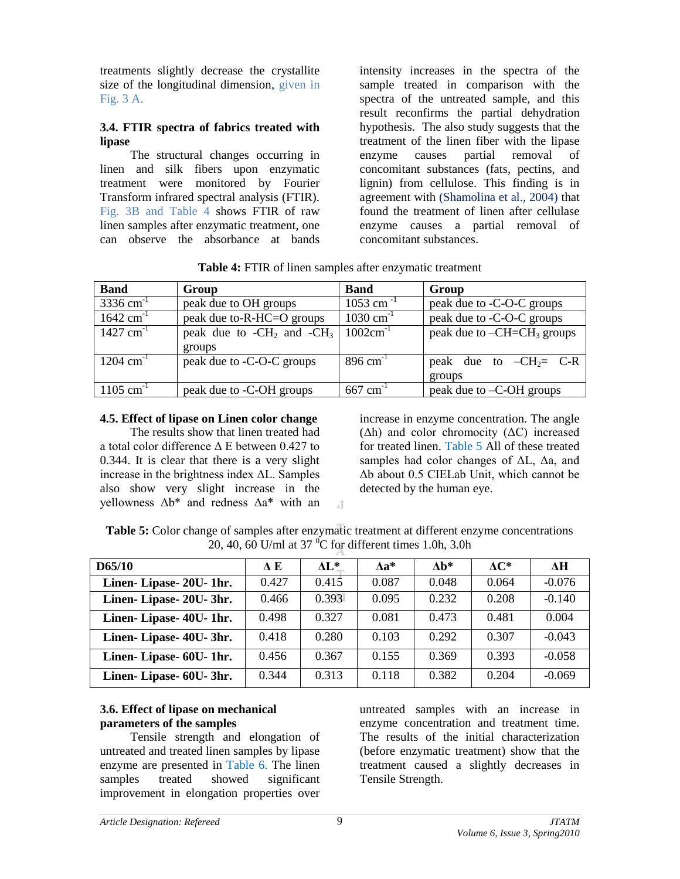treatments slightly decrease the crystallite size of the longitudinal dimension, given in Fig. 3 A.

### 3.4. FTIR spectra of fabrics treated with lipase

The structural changes occurring in linen and silk fibers upon enzymatic treatment were monitored by Fourier Transform infrared spectral analysis (FTIR). Fig. 3B and Table 4 shows FTIR of raw linen samples after enzymatic treatment, one can observe the absorbance at bands intensity increases in the spectra of the sample treated in comparison with the spectra of the untreated sample, and this result reconfirms the partial dehydration hypothesis. The also study suggests that the treatment of the linen fiber with the lipase enzyme causes partial removal of concomitant substances (fats, pectins, and lignin) from cellulose. This finding is in agreement with (Shamolina et al., 2004) that found the treatment of linen after cellulase enzyme causes a partial removal of concomitant substances.

**Table 4:** FTIR of linen samples after enzymatic treatment

| Band | Group | Band | Group |
|---|---|---|---|
| 3336 $cm^{-1}$ | peak due to OH groups | 1053 $cm^{-1}$ | peak due to -C-O-C groups |
| 1642 $cm^{-1}$ | peak due to-R-HC=O groups | 1030 $cm^{-1}$ | peak due to -C-O-C groups |
| 1427 $cm^{-1}$ | peak due to $-CH_2$ and $-CH_3$ groups | 1002$cm^{-1}$ | peak due to $-CH=CH_3$ groups |
| 1204 $cm^{-1}$ | peak due to -C-O-C groups | 896 $cm^{-1}$ | peak due to $-CH_2=$ C-R groups |
| 1105 $cm^{-1}$ | peak due to -C-OH groups | 667 $cm^{-1}$ | peak due to –C-OH groups |

### 4.5. Effect of lipase on Linen color change

The results show that linen treated had a total color difference Δ E between 0.427 to 0.344. It is clear that there is a very slight increase in the brightness index ΔL. Samples also show very slight increase in the yellowness Δb* and redness Δa* with an increase in enzyme concentration. The angle (Δh) and color chromocity (ΔC) increased for treated linen. Table 5 All of these treated samples had color changes of ΔL, Δa, and Δb about 0.5 CIELab Unit, which cannot be detected by the human eye.

**Table 5:** Color change of samples after enzymatic treatment at different enzyme concentrations 20, 40, 60 U/ml at 37 $^0$C for different times 1.0h, 3.0h

| D65/10 | Δ E | ΔL* | Δa* | Δb* | ΔC* | ΔH |
|---|---|---|---|---|---|---|
| **Linen- Lipase- 20U- 1hr.** | 0.427 | 0.415 | 0.087 | 0.048 | 0.064 | -0.076 |
| **Linen- Lipase- 20U- 3hr.** | 0.466 | 0.393 | 0.095 | 0.232 | 0.208 | -0.140 |
| **Linen- Lipase- 40U- 1hr.** | 0.498 | 0.327 | 0.081 | 0.473 | 0.481 | 0.004 |
| **Linen- Lipase- 40U- 3hr.** | 0.418 | 0.280 | 0.103 | 0.292 | 0.307 | -0.043 |
| **Linen- Lipase- 60U- 1hr.** | 0.456 | 0.367 | 0.155 | 0.369 | 0.393 | -0.058 |
| **Linen- Lipase- 60U- 3hr.** | 0.344 | 0.313 | 0.118 | 0.382 | 0.204 | -0.069 |

### 3.6. Effect of lipase on mechanical parameters of the samples

Tensile strength and elongation of untreated and treated linen samples by lipase enzyme are presented in Table 6. The linen samples treated showed significant improvement in elongation properties over untreated samples with an increase in enzyme concentration and treatment time. The results of the initial characterization (before enzymatic treatment) show that the treatment caused a slightly decreases in Tensile Strength.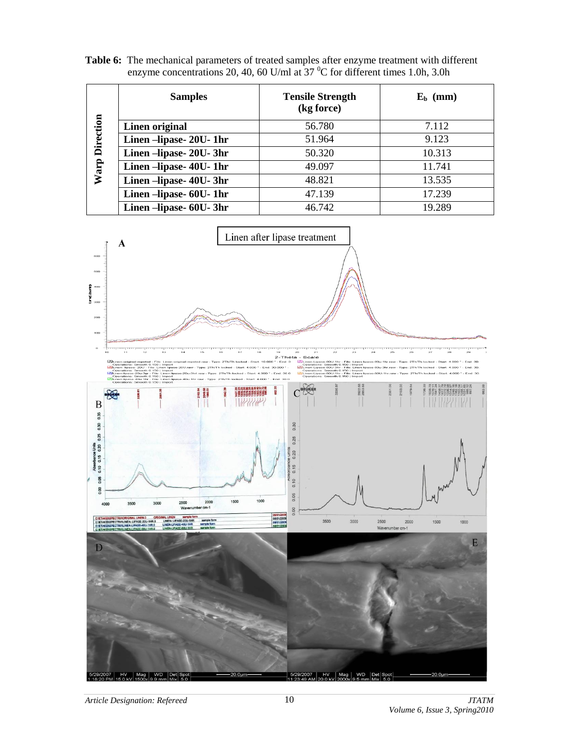**Table 6:** The mechanical parameters of treated samples after enzyme treatment with different enzyme concentrations 20, 40, 60 U/ml at 37 $^0$C for different times 1.0h, 3.0h

| | Samples | Tensile Strength (kg force) | $E_b$ (mm) |
|---|---|---|---|
| Warp Direction | Linen original | 56.780 | 7.112 |
| | Linen –lipase- 20U- 1hr | 51.964 | 9.123 |
| | Linen –lipase- 20U- 3hr | 50.320 | 10.313 |
| | Linen –lipase- 40U- 1hr | 49.097 | 11.741 |
| | Linen –lipase- 40U- 3hr | 48.821 | 13.535 |
| | Linen –lipase- 60U- 1hr | 47.139 | 17.239 |
| | Linen –lipase- 60U- 3hr | 46.742 | 19.289 |

Linen after lipase treatment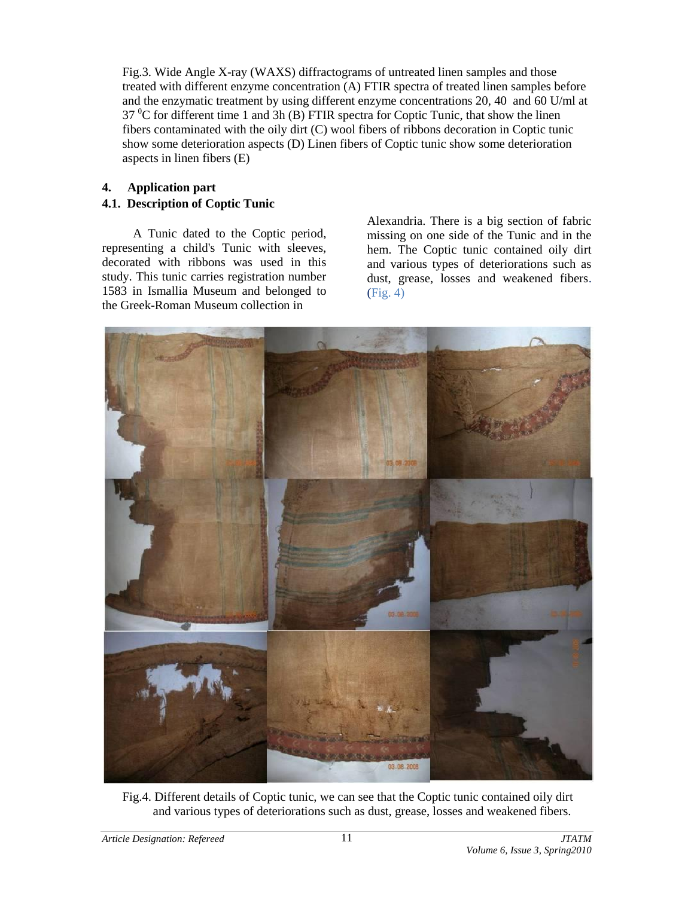Fig.3. Wide Angle X-ray (WAXS) diffractograms of untreated linen samples and those treated with different enzyme concentration (A) FTIR spectra of treated linen samples before and the enzymatic treatment by using different enzyme concentrations 20, 40 and 60 U/ml at 37 $^0$C for different time 1 and 3h (B) FTIR spectra for Coptic Tunic, that show the linen fibers contaminated with the oily dirt (C) wool fibers of ribbons decoration in Coptic tunic show some deterioration aspects (D) Linen fibers of Coptic tunic show some deterioration aspects in linen fibers (E)

## 4. Application part

### 4.1. Description of Coptic Tunic

A Tunic dated to the Coptic period, representing a child's Tunic with sleeves, decorated with ribbons was used in this study. This tunic carries registration number 1583 in Ismallia Museum and belonged to the Greek-Roman Museum collection in Alexandria. There is a big section of fabric missing on one side of the Tunic and in the hem. The Coptic tunic contained oily dirt and various types of deteriorations such as dust, grease, losses and weakened fibers. (Fig. 4)

Fig.4. Different details of Coptic tunic, we can see that the Coptic tunic contained oily dirt and various types of deteriorations such as dust, grease, losses and weakened fibers.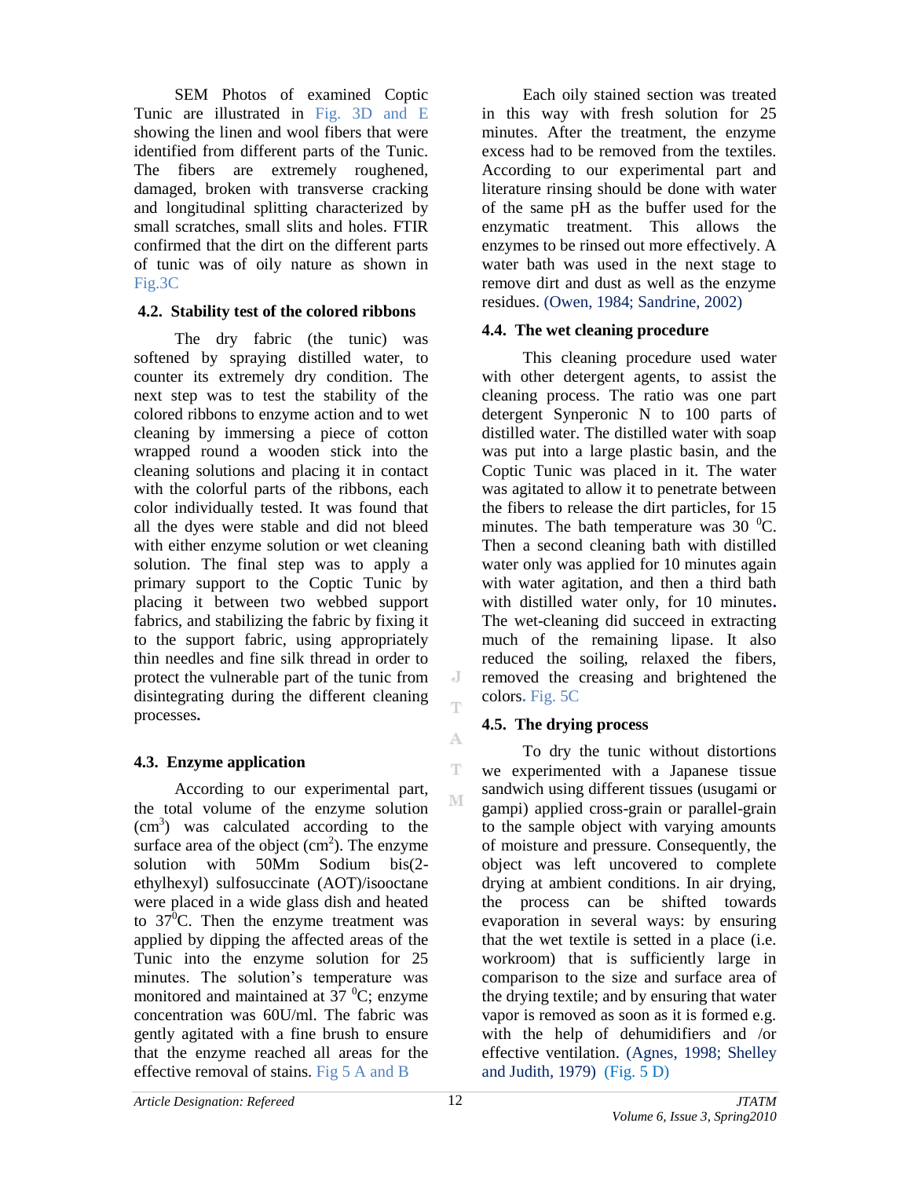SEM Photos of examined Coptic Tunic are illustrated in Fig. 3D and E showing the linen and wool fibers that were identified from different parts of the Tunic. The fibers are extremely roughened, damaged, broken with transverse cracking and longitudinal splitting characterized by small scratches, small slits and holes. FTIR confirmed that the dirt on the different parts of tunic was of oily nature as shown in Fig.3C

### 4.2. Stability test of the colored ribbons

The dry fabric (the tunic) was softened by spraying distilled water, to counter its extremely dry condition. The next step was to test the stability of the colored ribbons to enzyme action and to wet cleaning by immersing a piece of cotton wrapped round a wooden stick into the cleaning solutions and placing it in contact with the colorful parts of the ribbons, each color individually tested. It was found that all the dyes were stable and did not bleed with either enzyme solution or wet cleaning solution. The final step was to apply a primary support to the Coptic Tunic by placing it between two webbed support fabrics, and stabilizing the fabric by fixing it to the support fabric, using appropriately thin needles and fine silk thread in order to protect the vulnerable part of the tunic from disintegrating during the different cleaning processes.

### 4.3. Enzyme application

According to our experimental part, the total volume of the enzyme solution ($cm^3$) was calculated according to the surface area of the object ($cm^2$). The enzyme solution with 50Mm Sodium bis(2-ethylhexyl) sulfosuccinate (AOT)/isooctane were placed in a wide glass dish and heated to $37^0$C. Then the enzyme treatment was applied by dipping the affected areas of the Tunic into the enzyme solution for 25 minutes. The solution's temperature was monitored and maintained at 37 $^0$C; enzyme concentration was 60U/ml. The fabric was gently agitated with a fine brush to ensure that the enzyme reached all areas for the effective removal of stains. Fig 5 A and B

Each oily stained section was treated in this way with fresh solution for 25 minutes. After the treatment, the enzyme excess had to be removed from the textiles. According to our experimental part and literature rinsing should be done with water of the same pH as the buffer used for the enzymatic treatment. This allows the enzymes to be rinsed out more effectively. A water bath was used in the next stage to remove dirt and dust as well as the enzyme residues. (Owen, 1984; Sandrine, 2002)

### 4.4. The wet cleaning procedure

This cleaning procedure used water with other detergent agents, to assist the cleaning process. The ratio was one part detergent Synperonic N to 100 parts of distilled water. The distilled water with soap was put into a large plastic basin, and the Coptic Tunic was placed in it. The water was agitated to allow it to penetrate between the fibers to release the dirt particles, for 15 minutes. The bath temperature was 30 $^0$C. Then a second cleaning bath with distilled water only was applied for 10 minutes again with water agitation, and then a third bath with distilled water only, for 10 minutes. The wet-cleaning did succeed in extracting much of the remaining lipase. It also reduced the soiling, relaxed the fibers, removed the creasing and brightened the colors. Fig. 5C

### 4.5. The drying process

To dry the tunic without distortions we experimented with a Japanese tissue sandwich using different tissues (usugami or gampi) applied cross-grain or parallel-grain to the sample object with varying amounts of moisture and pressure. Consequently, the object was left uncovered to complete drying at ambient conditions. In air drying, the process can be shifted towards evaporation in several ways: by ensuring that the wet textile is setted in a place (i.e. workroom) that is sufficiently large in comparison to the size and surface area of the drying textile; and by ensuring that water vapor is removed as soon as it is formed e.g. with the help of dehumidifiers and /or effective ventilation. (Agnes, 1998; Shelley and Judith, 1979) (Fig. 5 D)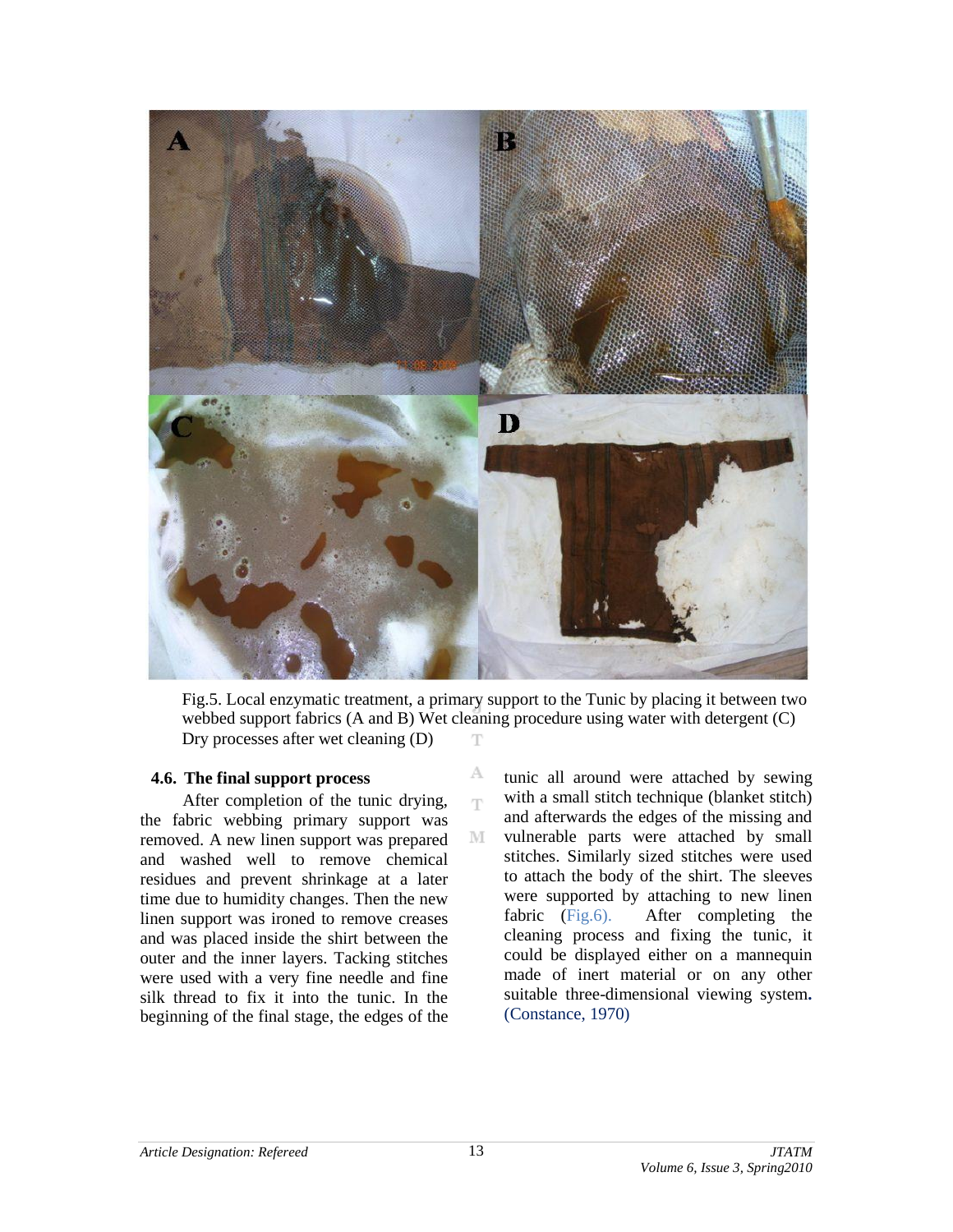Fig.5. Local enzymatic treatment, a primary support to the Tunic by placing it between two webbed support fabrics (A and B) Wet cleaning procedure using water with detergent (C) Dry processes after wet cleaning (D)

### 4.6. The final support process

After completion of the tunic drying, the fabric webbing primary support was removed. A new linen support was prepared and washed well to remove chemical residues and prevent shrinkage at a later time due to humidity changes. Then the new linen support was ironed to remove creases and was placed inside the shirt between the outer and the inner layers. Tacking stitches were used with a very fine needle and fine silk thread to fix it into the tunic. In the beginning of the final stage, the edges of the tunic all around were attached by sewing with a small stitch technique (blanket stitch) and afterwards the edges of the missing and vulnerable parts were attached by small stitches. Similarly sized stitches were used to attach the body of the shirt. The sleeves were supported by attaching to new linen fabric (Fig.6). After completing the cleaning process and fixing the tunic, it could be displayed either on a mannequin made of inert material or on any other suitable three-dimensional viewing system. (Constance, 1970)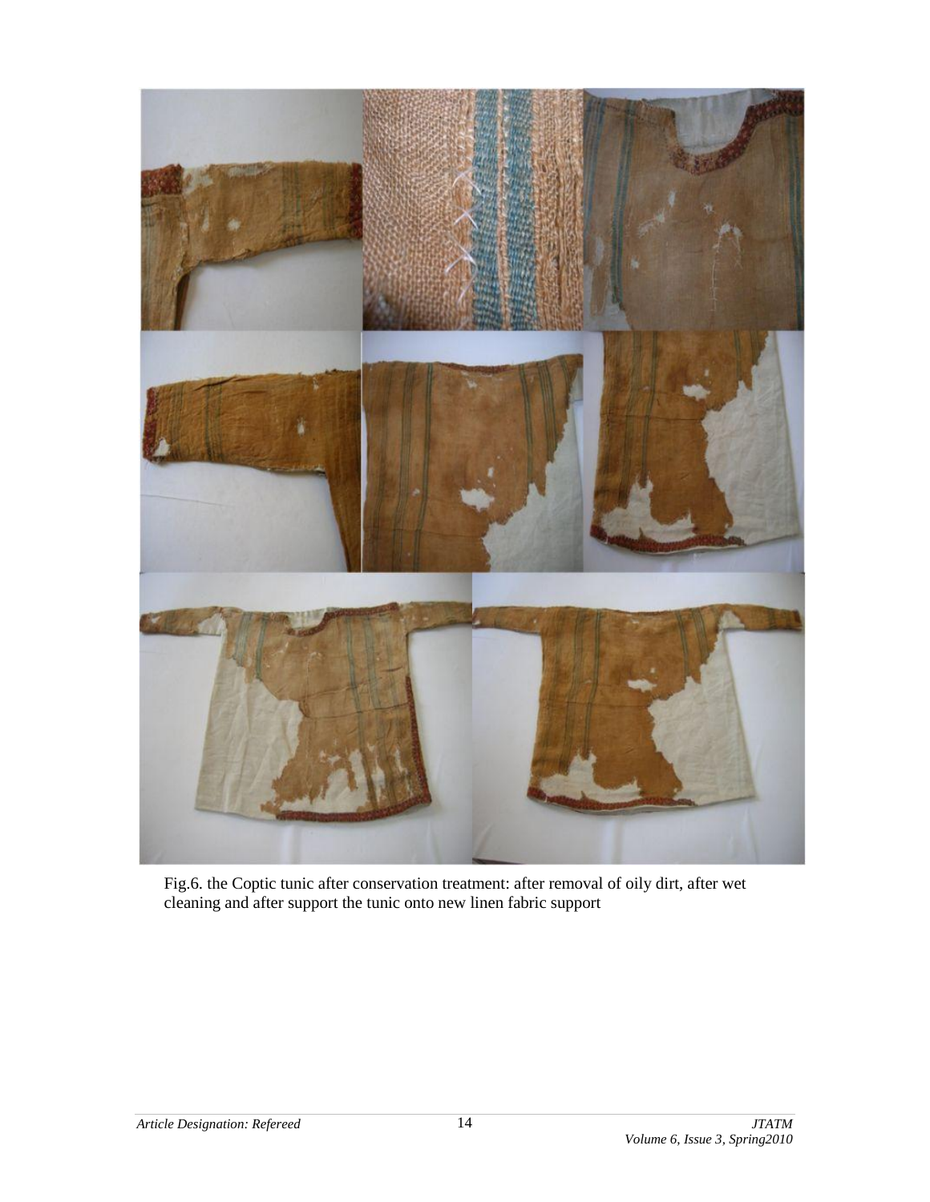Fig.6. the Coptic tunic after conservation treatment: after removal of oily dirt, after wet cleaning and after support the tunic onto new linen fabric support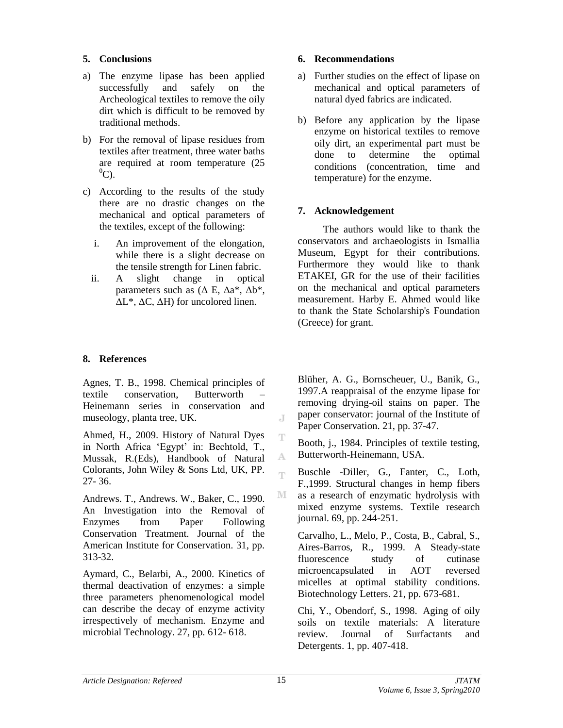## 5. Conclusions

a) The enzyme lipase has been applied successfully and safely on the Archeological textiles to remove the oily dirt which is difficult to be removed by traditional methods.

b) For the removal of lipase residues from textiles after treatment, three water baths are required at room temperature (25 $^0$C).

c) According to the results of the study there are no drastic changes on the mechanical and optical parameters of the textiles, except of the following:

   i. An improvement of the elongation, while there is a slight decrease on the tensile strength for Linen fabric.

   ii. A slight change in optical parameters such as ($\Delta$ E, $\Delta a^*$, $\Delta b^*$, $\Delta L^*$, $\Delta C$, $\Delta H$) for uncolored linen.

## 6. Recommendations

a) Further studies on the effect of lipase on mechanical and optical parameters of natural dyed fabrics are indicated.

b) Before any application by the lipase enzyme on historical textiles to remove oily dirt, an experimental part must be done to determine the optimal conditions (concentration, time and temperature) for the enzyme.

## 7. Acknowledgement

The authors would like to thank the conservators and archaeologists in Ismallia Museum, Egypt for their contributions. Furthermore they would like to thank ETAKEI, GR for the use of their facilities on the mechanical and optical parameters measurement. Harby E. Ahmed would like to thank the State Scholarship's Foundation (Greece) for grant.

## 8. References

Agnes, T. B., 1998. Chemical principles of textile conservation, Butterworth – Heinemann series in conservation and museology, planta tree, UK.

Ahmed, H., 2009. History of Natural Dyes in North Africa 'Egypt' in: Bechtold, T., Mussak, R.(Eds), Handbook of Natural Colorants, John Wiley & Sons Ltd, UK, PP. 27- 36.

Andrews. T., Andrews. W., Baker, C., 1990. An Investigation into the Removal of Enzymes from Paper Following Conservation Treatment. Journal of the American Institute for Conservation. 31, pp. 313-32.

Aymard, C., Belarbi, A., 2000. Kinetics of thermal deactivation of enzymes: a simple three parameters phenomenological model can describe the decay of enzyme activity irrespectively of mechanism. Enzyme and microbial Technology. 27, pp. 612- 618.

Blüher, A. G., Bornscheuer, U., Banik, G., 1997.A reappraisal of the enzyme lipase for removing drying-oil stains on paper. The paper conservator: journal of the Institute of Paper Conservation. 21, pp. 37-47.

Booth, j., 1984. Principles of textile testing, Butterworth-Heinemann, USA.

Buschle -Diller, G., Fanter, C., Loth, F.,1999. Structural changes in hemp fibers as a research of enzymatic hydrolysis with mixed enzyme systems. Textile research journal. 69, pp. 244-251.

Carvalho, L., Melo, P., Costa, B., Cabral, S., Aires-Barros, R., 1999. A Steady-state fluorescence study of cutinase microencapsulated in AOT reversed micelles at optimal stability conditions. Biotechnology Letters. 21, pp. 673-681.

Chi, Y., Obendorf, S., 1998. Aging of oily soils on textile materials: A literature review. Journal of Surfactants and Detergents. 1, pp. 407-418.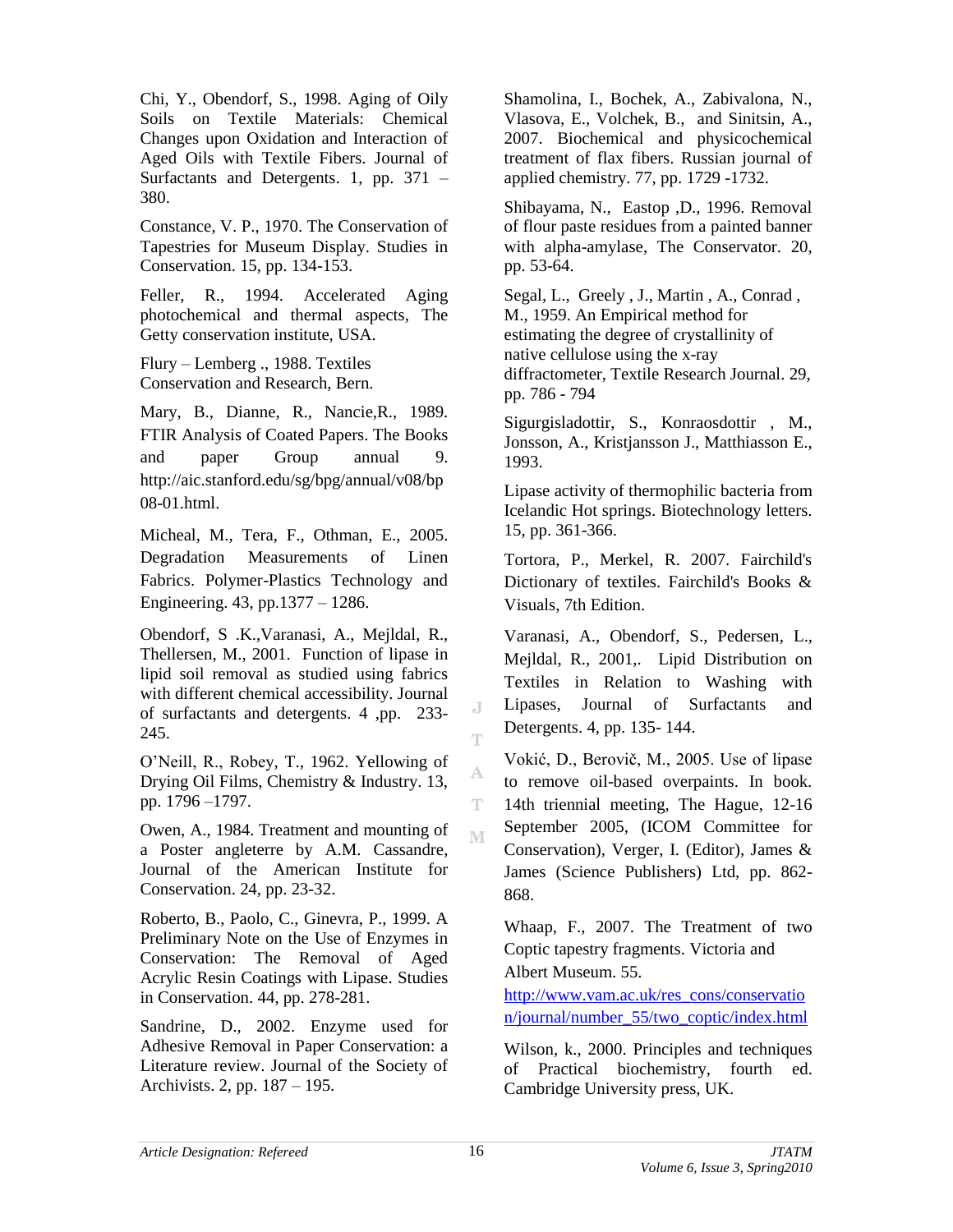Chi, Y., Obendorf, S., 1998. Aging of Oily Soils on Textile Materials: Chemical Changes upon Oxidation and Interaction of Aged Oils with Textile Fibers. Journal of Surfactants and Detergents. 1, pp. 371 – 380.

Constance, V. P., 1970. The Conservation of Tapestries for Museum Display. Studies in Conservation. 15, pp. 134-153.

Feller, R., 1994. Accelerated Aging photochemical and thermal aspects, The Getty conservation institute, USA.

Flury – Lemberg ., 1988. Textiles Conservation and Research, Bern.

Mary, B., Dianne, R., Nancie,R., 1989. FTIR Analysis of Coated Papers. The Books and paper Group annual 9. http://aic.stanford.edu/sg/bpg/annual/v08/bp08-01.html.

Micheal, M., Tera, F., Othman, E., 2005. Degradation Measurements of Linen Fabrics. Polymer-Plastics Technology and Engineering. 43, pp.1377 – 1286.

Obendorf, S .K.,Varanasi, A., Mejldal, R., Thellersen, M., 2001. Function of lipase in lipid soil removal as studied using fabrics with different chemical accessibility. Journal of surfactants and detergents. 4 ,pp. 233-245.

O'Neill, R., Robey, T., 1962. Yellowing of Drying Oil Films, Chemistry & Industry. 13, pp. 1796 –1797.

Owen, A., 1984. Treatment and mounting of a Poster angleterre by A.M. Cassandre, Journal of the American Institute for Conservation. 24, pp. 23-32.

Roberto, B., Paolo, C., Ginevra, P., 1999. A Preliminary Note on the Use of Enzymes in Conservation: The Removal of Aged Acrylic Resin Coatings with Lipase. Studies in Conservation. 44, pp. 278-281.

Sandrine, D., 2002. Enzyme used for Adhesive Removal in Paper Conservation: a Literature review. Journal of the Society of Archivists. 2, pp. 187 – 195.

Shamolina, I., Bochek, A., Zabivalona, N., Vlasova, E., Volchek, B., and Sinitsin, A., 2007. Biochemical and physicochemical treatment of flax fibers. Russian journal of applied chemistry. 77, pp. 1729 -1732.

Shibayama, N., Eastop ,D., 1996. Removal of flour paste residues from a painted banner with alpha-amylase, The Conservator. 20, pp. 53-64.

Segal, L., Greely , J., Martin , A., Conrad , M., 1959. An Empirical method for estimating the degree of crystallinity of native cellulose using the x-ray diffractometer, Textile Research Journal. 29, pp. 786 - 794

Sigurgisladottir, S., Konraosdottir , M., Jonsson, A., Kristjansson J., Matthiasson E., 1993.

Lipase activity of thermophilic bacteria from Icelandic Hot springs. Biotechnology letters. 15, pp. 361-366.

Tortora, P., Merkel, R. 2007. Fairchild's Dictionary of textiles. Fairchild's Books & Visuals, 7th Edition.

Varanasi, A., Obendorf, S., Pedersen, L., Mejldal, R., 2001,. Lipid Distribution on Textiles in Relation to Washing with Lipases, Journal of Surfactants and Detergents. 4, pp. 135- 144.

Vokić, D., Berovič, M., 2005. Use of lipase to remove oil-based overpaints. In book. 14th triennial meeting, The Hague, 12-16 September 2005, (ICOM Committee for Conservation), Verger, I. (Editor), James & James (Science Publishers) Ltd, pp. 862-868.

Whaap, F., 2007. The Treatment of two Coptic tapestry fragments. Victoria and Albert Museum. 55. http://www.vam.ac.uk/res_cons/conservation/journal/number_55/two_coptic/index.html

Wilson, k., 2000. Principles and techniques of Practical biochemistry, fourth ed. Cambridge University press, UK.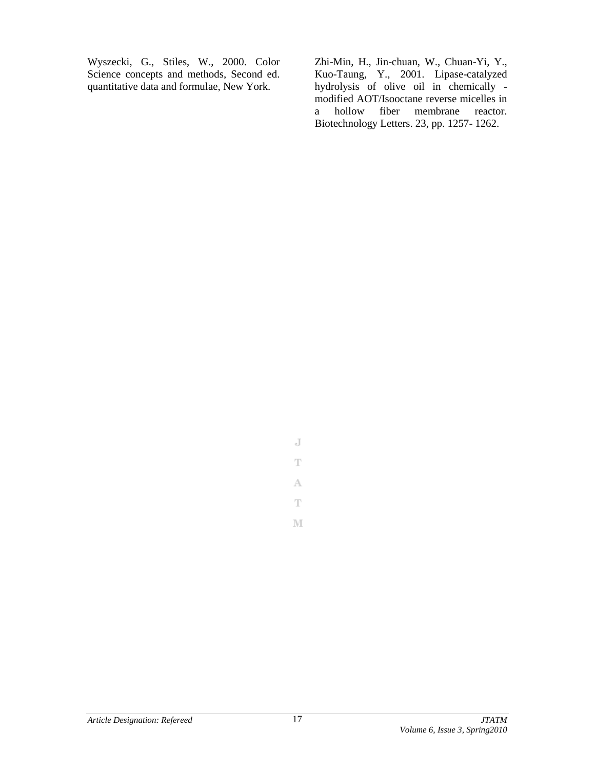Wyszecki, G., Stiles, W., 2000. Color Science concepts and methods, Second ed. quantitative data and formulae, New York.

Zhi-Min, H., Jin-chuan, W., Chuan-Yi, Y., Kuo-Taung, Y., 2001. Lipase-catalyzed hydrolysis of olive oil in chemically - modified AOT/Isooctane reverse micelles in a hollow fiber membrane reactor. Biotechnology Letters. 23, pp. 1257- 1262.